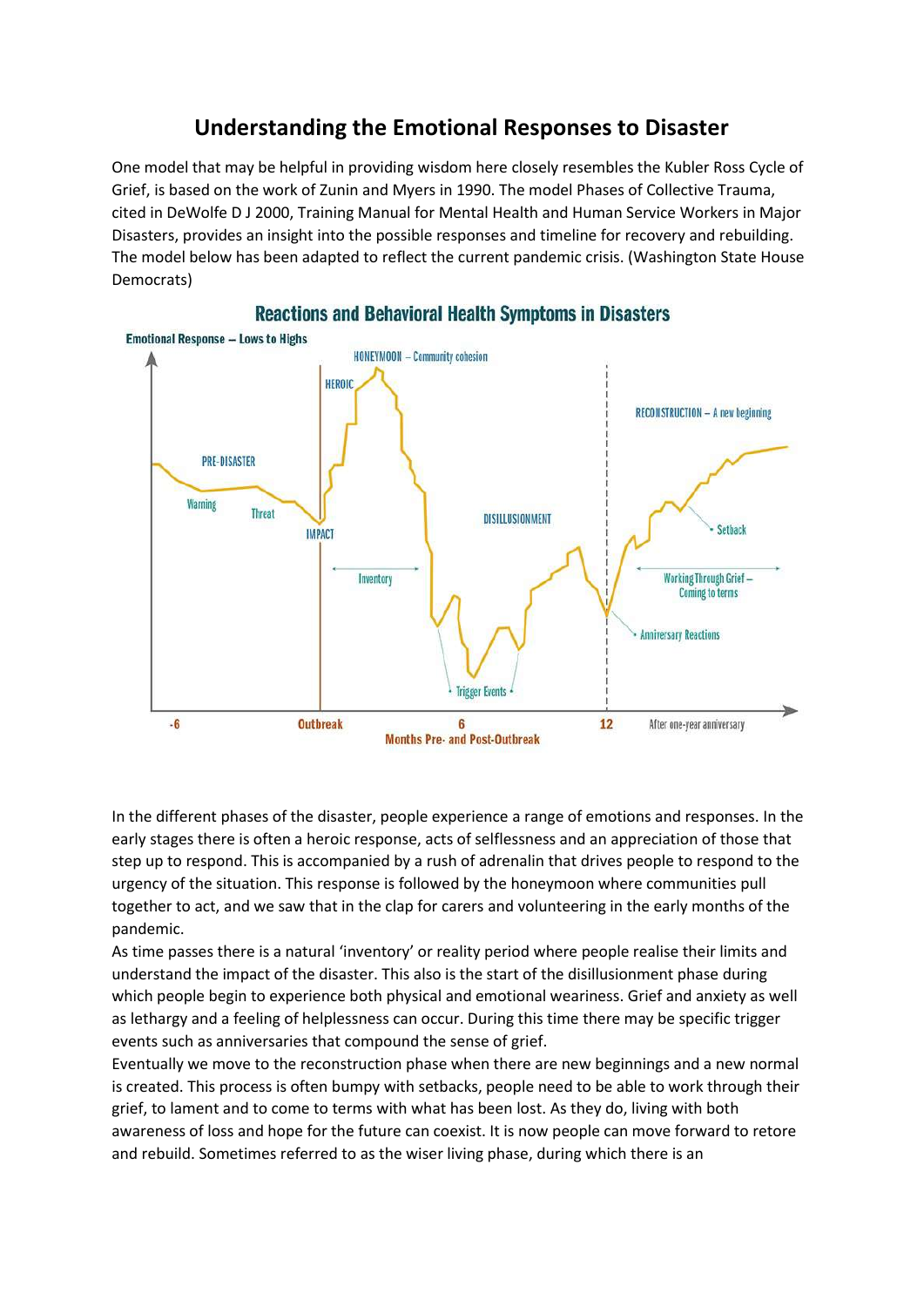# Understanding the Emotional Responses to Disaster

One model that may be helpful in providing wisdom here closely resembles the Kubler Ross Cycle of Grief, is based on the work of Zunin and Myers in 1990. The model Phases of Collective Trauma, cited in DeWolfe D J 2000, Training Manual for Mental Health and Human Service Workers in Major Disasters, provides an insight into the possible responses and timeline for recovery and rebuilding. The model below has been adapted to reflect the current pandemic crisis. (Washington State House Democrats)

**Reactions and Behavioral Health Symptoms in Disasters**

In the different phases of the disaster, people experience a range of emotions and responses. In the early stages there is often a heroic response, acts of selflessness and an appreciation of those that step up to respond. This is accompanied by a rush of adrenalin that drives people to respond to the urgency of the situation. This response is followed by the honeymoon where communities pull together to act, and we saw that in the clap for carers and volunteering in the early months of the pandemic.

As time passes there is a natural 'inventory' or reality period where people realise their limits and understand the impact of the disaster. This also is the start of the disillusionment phase during which people begin to experience both physical and emotional weariness. Grief and anxiety as well as lethargy and a feeling of helplessness can occur. During this time there may be specific trigger events such as anniversaries that compound the sense of grief.

Eventually we move to the reconstruction phase when there are new beginnings and a new normal is created. This process is often bumpy with setbacks, people need to be able to work through their grief, to lament and to come to terms with what has been lost. As they do, living with both awareness of loss and hope for the future can coexist. It is now people can move forward to retore and rebuild. Sometimes referred to as the wiser living phase, during which there is an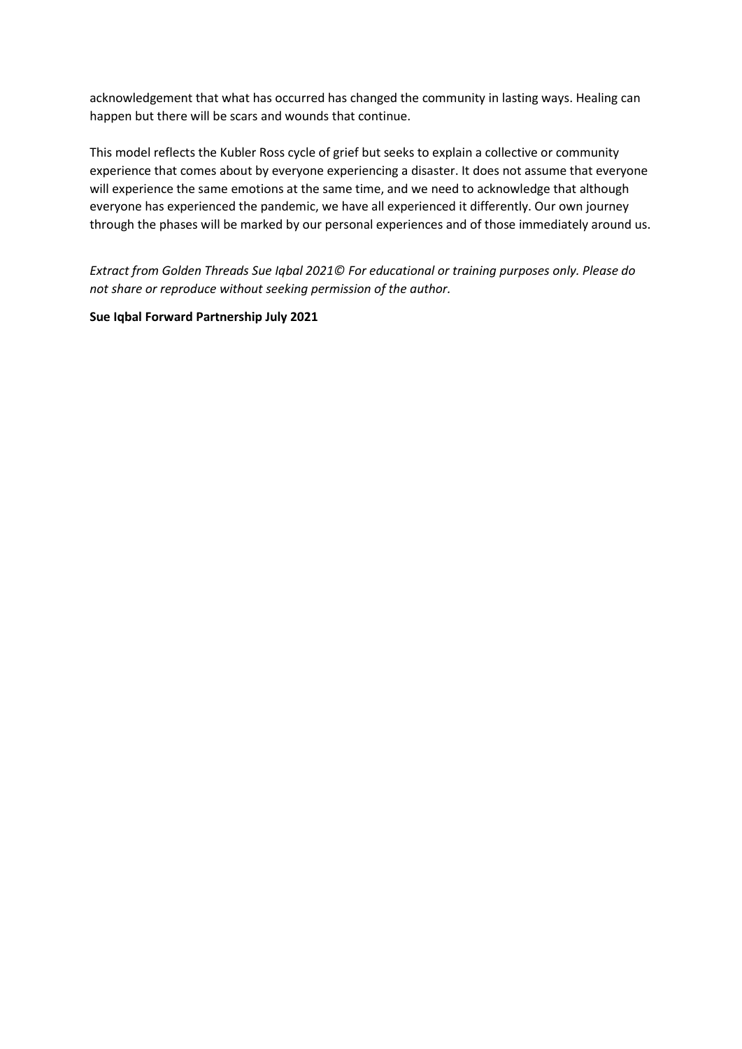acknowledgement that what has occurred has changed the community in lasting ways. Healing can happen but there will be scars and wounds that continue.

This model reflects the Kubler Ross cycle of grief but seeks to explain a collective or community experience that comes about by everyone experiencing a disaster. It does not assume that everyone will experience the same emotions at the same time, and we need to acknowledge that although everyone has experienced the pandemic, we have all experienced it differently. Our own journey through the phases will be marked by our personal experiences and of those immediately around us.

*Extract from Golden Threads Sue Iqbal 2021© For educational or training purposes only. Please do not share or reproduce without seeking permission of the author.*

**Sue Iqbal Forward Partnership July 2021**